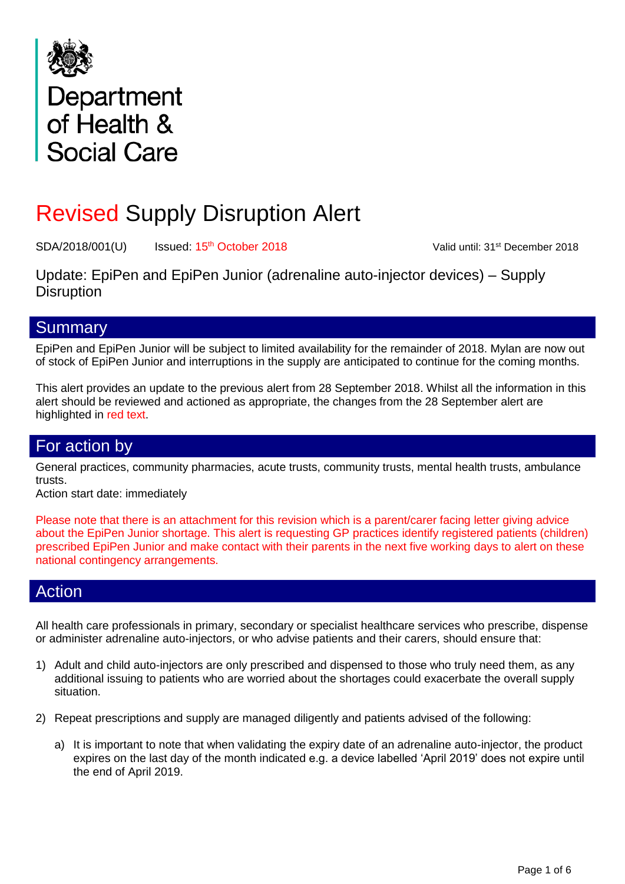Department of Health & Social Care

# Revised Supply Disruption Alert

SDA/2018/001(U) Issued: 15th October 2018 Valid until: 31st December 2018

Update: EpiPen and EpiPen Junior (adrenaline auto-injector devices) – Supply Disruption

## Summary

EpiPen and EpiPen Junior will be subject to limited availability for the remainder of 2018. Mylan are now out of stock of EpiPen Junior and interruptions in the supply are anticipated to continue for the coming months.

This alert provides an update to the previous alert from 28 September 2018. Whilst all the information in this alert should be reviewed and actioned as appropriate, the changes from the 28 September alert are highlighted in red text.

## For action by

General practices, community pharmacies, acute trusts, community trusts, mental health trusts, ambulance trusts.
Action start date: immediately

Please note that there is an attachment for this revision which is a parent/carer facing letter giving advice about the EpiPen Junior shortage. This alert is requesting GP practices identify registered patients (children) prescribed EpiPen Junior and make contact with their parents in the next five working days to alert on these national contingency arrangements.

## Action

All health care professionals in primary, secondary or specialist healthcare services who prescribe, dispense or administer adrenaline auto-injectors, or who advise patients and their carers, should ensure that:

1) Adult and child auto-injectors are only prescribed and dispensed to those who truly need them, as any additional issuing to patients who are worried about the shortages could exacerbate the overall supply situation.

2) Repeat prescriptions and supply are managed diligently and patients advised of the following:

   a) It is important to note that when validating the expiry date of an adrenaline auto-injector, the product expires on the last day of the month indicated e.g. a device labelled 'April 2019' does not expire until the end of April 2019.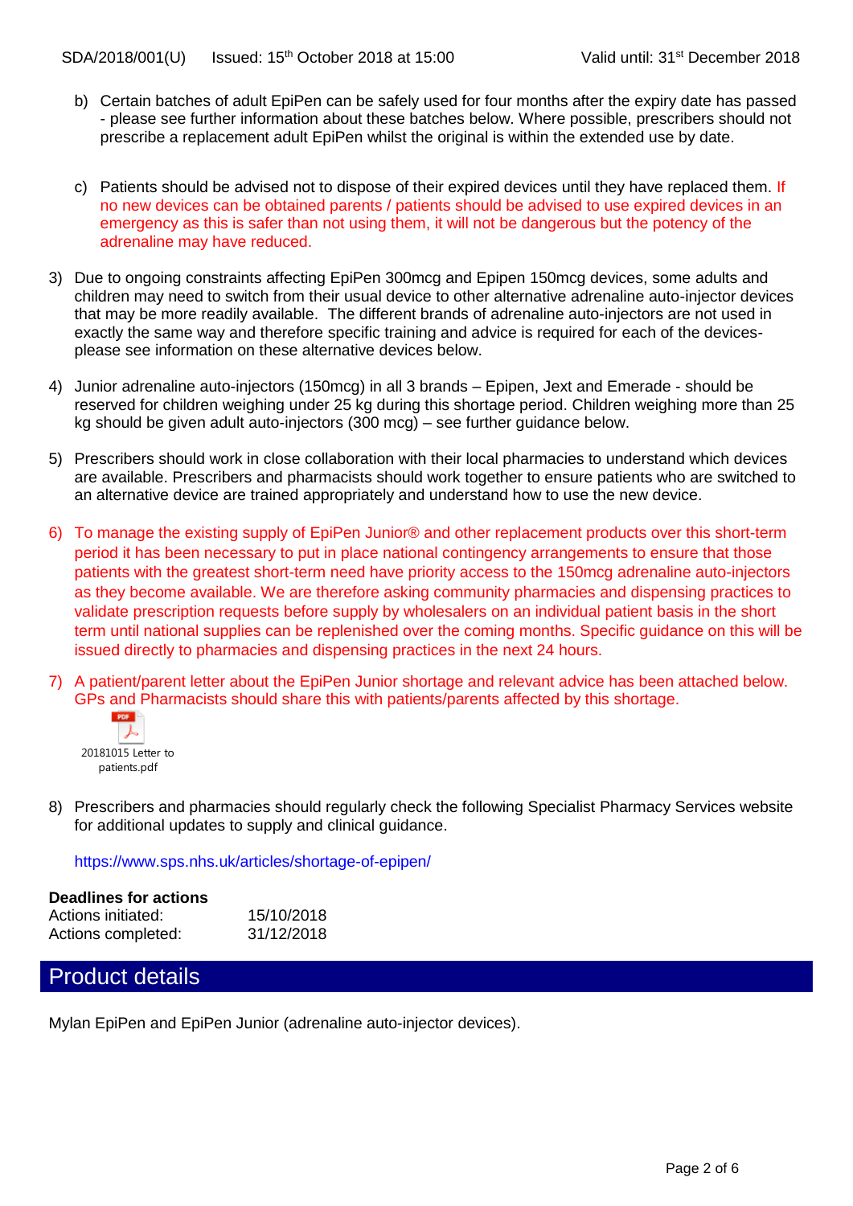b) Certain batches of adult EpiPen can be safely used for four months after the expiry date has passed - please see further information about these batches below. Where possible, prescribers should not prescribe a replacement adult EpiPen whilst the original is within the extended use by date.

c) Patients should be advised not to dispose of their expired devices until they have replaced them. If no new devices can be obtained parents / patients should be advised to use expired devices in an emergency as this is safer than not using them, it will not be dangerous but the potency of the adrenaline may have reduced.

3) Due to ongoing constraints affecting EpiPen 300mcg and Epipen 150mcg devices, some adults and children may need to switch from their usual device to other alternative adrenaline auto-injector devices that may be more readily available. The different brands of adrenaline auto-injectors are not used in exactly the same way and therefore specific training and advice is required for each of the devices- please see information on these alternative devices below.

4) Junior adrenaline auto-injectors (150mcg) in all 3 brands – Epipen, Jext and Emerade - should be reserved for children weighing under 25 kg during this shortage period. Children weighing more than 25 kg should be given adult auto-injectors (300 mcg) – see further guidance below.

5) Prescribers should work in close collaboration with their local pharmacies to understand which devices are available. Prescribers and pharmacists should work together to ensure patients who are switched to an alternative device are trained appropriately and understand how to use the new device.

6) To manage the existing supply of EpiPen Junior® and other replacement products over this short-term period it has been necessary to put in place national contingency arrangements to ensure that those patients with the greatest short-term need have priority access to the 150mcg adrenaline auto-injectors as they become available. We are therefore asking community pharmacies and dispensing practices to validate prescription requests before supply by wholesalers on an individual patient basis in the short term until national supplies can be replenished over the coming months. Specific guidance on this will be issued directly to pharmacies and dispensing practices in the next 24 hours.

7) A patient/parent letter about the EpiPen Junior shortage and relevant advice has been attached below. GPs and Pharmacists should share this with patients/parents affected by this shortage.

20181015 Letter to patients.pdf

8) Prescribers and pharmacies should regularly check the following Specialist Pharmacy Services website for additional updates to supply and clinical guidance.

https://www.sps.nhs.uk/articles/shortage-of-epipen/

**Deadlines for actions**

Actions initiated: 15/10/2018
Actions completed: 31/12/2018

## Product details

Mylan EpiPen and EpiPen Junior (adrenaline auto-injector devices).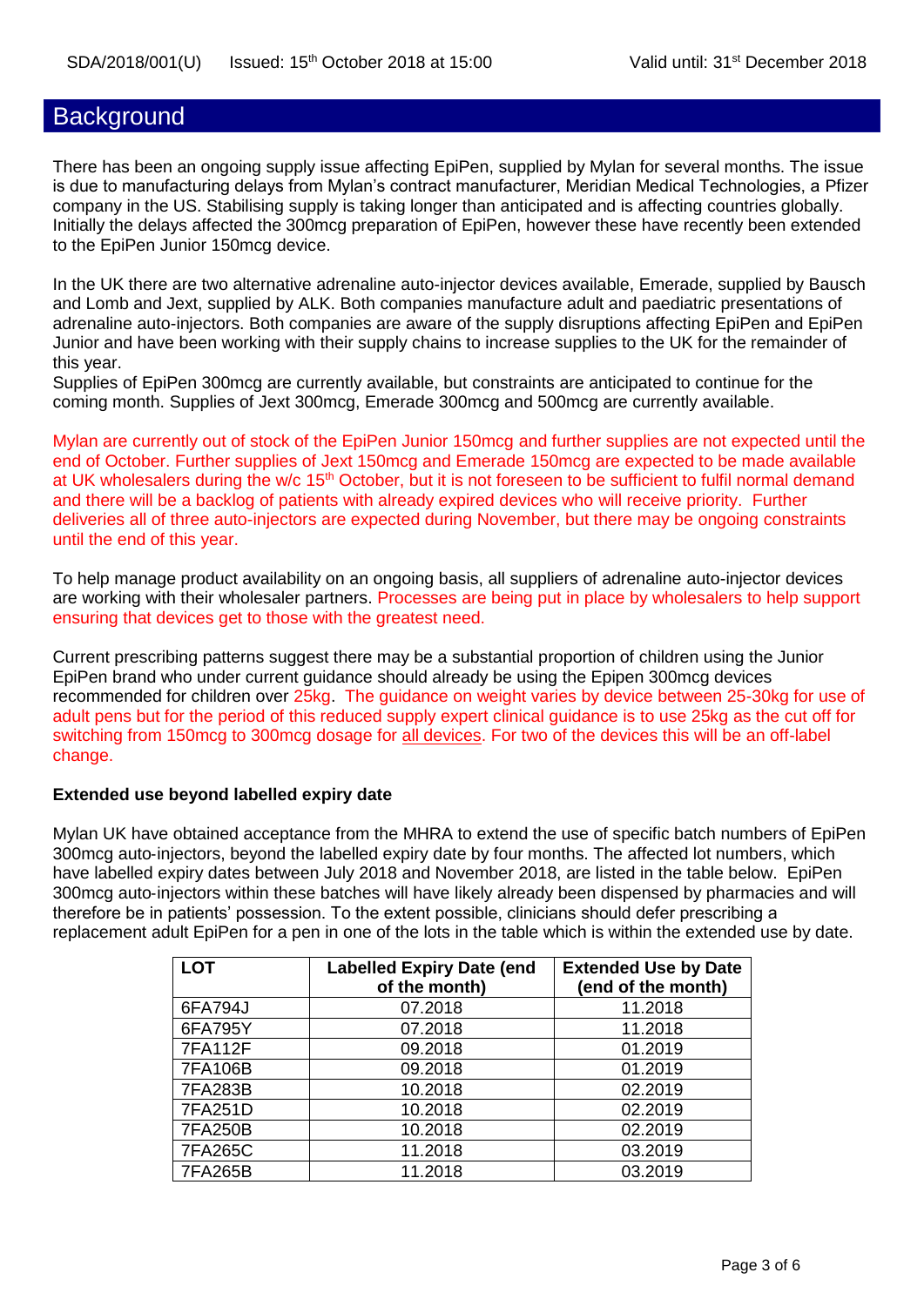## Background

There has been an ongoing supply issue affecting EpiPen, supplied by Mylan for several months. The issue is due to manufacturing delays from Mylan's contract manufacturer, Meridian Medical Technologies, a Pfizer company in the US. Stabilising supply is taking longer than anticipated and is affecting countries globally. Initially the delays affected the 300mcg preparation of EpiPen, however these have recently been extended to the EpiPen Junior 150mcg device.

In the UK there are two alternative adrenaline auto-injector devices available, Emerade, supplied by Bausch and Lomb and Jext, supplied by ALK. Both companies manufacture adult and paediatric presentations of adrenaline auto-injectors. Both companies are aware of the supply disruptions affecting EpiPen and EpiPen Junior and have been working with their supply chains to increase supplies to the UK for the remainder of this year.

Supplies of EpiPen 300mcg are currently available, but constraints are anticipated to continue for the coming month. Supplies of Jext 300mcg, Emerade 300mcg and 500mcg are currently available.

Mylan are currently out of stock of the EpiPen Junior 150mcg and further supplies are not expected until the end of October. Further supplies of Jext 150mcg and Emerade 150mcg are expected to be made available at UK wholesalers during the w/c 15th October, but it is not foreseen to be sufficient to fulfil normal demand and there will be a backlog of patients with already expired devices who will receive priority. Further deliveries all of three auto-injectors are expected during November, but there may be ongoing constraints until the end of this year.

To help manage product availability on an ongoing basis, all suppliers of adrenaline auto-injector devices are working with their wholesaler partners. Processes are being put in place by wholesalers to help support ensuring that devices get to those with the greatest need.

Current prescribing patterns suggest there may be a substantial proportion of children using the Junior EpiPen brand who under current guidance should already be using the Epipen 300mcg devices recommended for children over 25kg. The guidance on weight varies by device between 25-30kg for use of adult pens but for the period of this reduced supply expert clinical guidance is to use 25kg as the cut off for switching from 150mcg to 300mcg dosage for <u>all devices</u>. For two of the devices this will be an off-label change.

**Extended use beyond labelled expiry date**

Mylan UK have obtained acceptance from the MHRA to extend the use of specific batch numbers of EpiPen 300mcg auto-injectors, beyond the labelled expiry date by four months. The affected lot numbers, which have labelled expiry dates between July 2018 and November 2018, are listed in the table below. EpiPen 300mcg auto-injectors within these batches will have likely already been dispensed by pharmacies and will therefore be in patients' possession. To the extent possible, clinicians should defer prescribing a replacement adult EpiPen for a pen in one of the lots in the table which is within the extended use by date.

| LOT | Labelled Expiry Date (end of the month) | Extended Use by Date (end of the month) |
|---|---|---|
| 6FA794J | 07.2018 | 11.2018 |
| 6FA795Y | 07.2018 | 11.2018 |
| 7FA112F | 09.2018 | 01.2019 |
| 7FA106B | 09.2018 | 01.2019 |
| 7FA283B | 10.2018 | 02.2019 |
| 7FA251D | 10.2018 | 02.2019 |
| 7FA250B | 10.2018 | 02.2019 |
| 7FA265C | 11.2018 | 03.2019 |
| 7FA265B | 11.2018 | 03.2019 |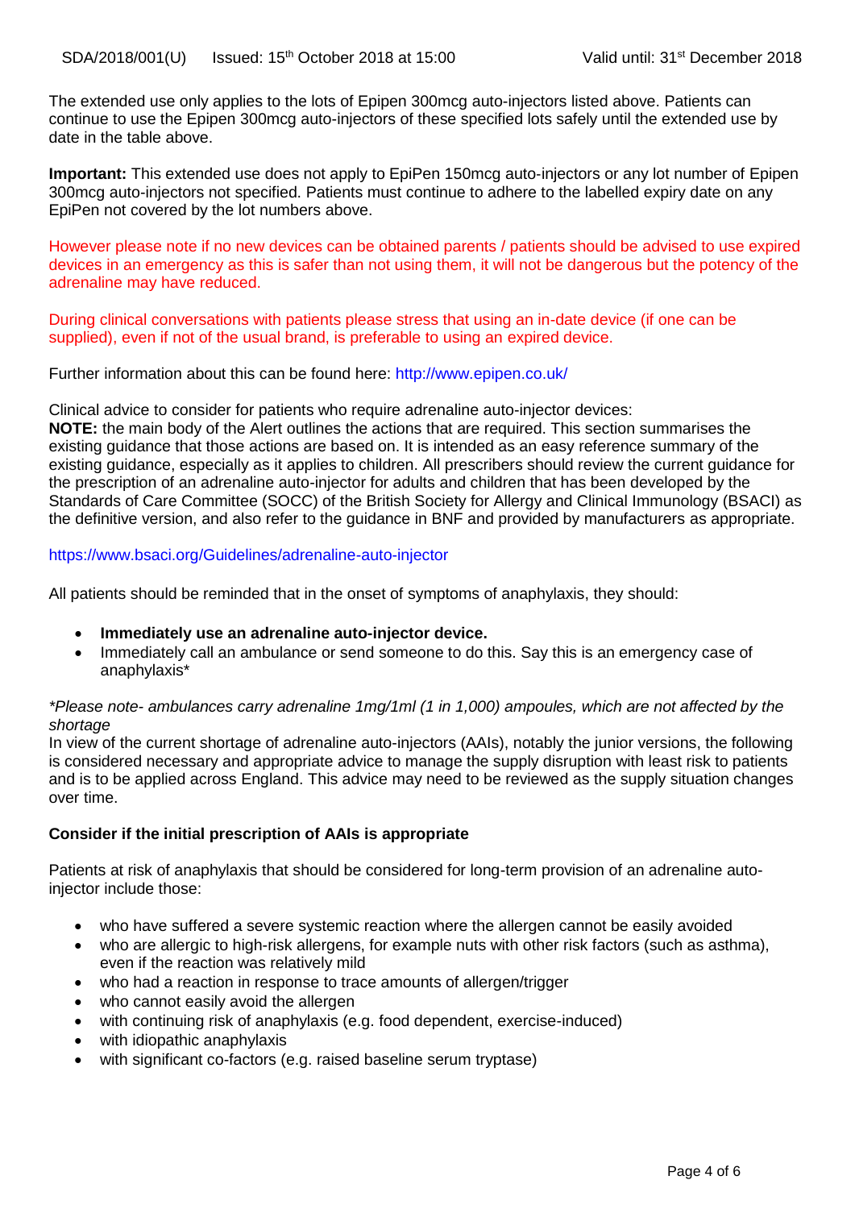The extended use only applies to the lots of Epipen 300mcg auto-injectors listed above. Patients can continue to use the Epipen 300mcg auto-injectors of these specified lots safely until the extended use by date in the table above.

**Important:** This extended use does not apply to EpiPen 150mcg auto-injectors or any lot number of Epipen 300mcg auto-injectors not specified. Patients must continue to adhere to the labelled expiry date on any EpiPen not covered by the lot numbers above.

However please note if no new devices can be obtained parents / patients should be advised to use expired devices in an emergency as this is safer than not using them, it will not be dangerous but the potency of the adrenaline may have reduced.

During clinical conversations with patients please stress that using an in-date device (if one can be supplied), even if not of the usual brand, is preferable to using an expired device.

Further information about this can be found here: http://www.epipen.co.uk/

Clinical advice to consider for patients who require adrenaline auto-injector devices:
**NOTE:** the main body of the Alert outlines the actions that are required. This section summarises the existing guidance that those actions are based on. It is intended as an easy reference summary of the existing guidance, especially as it applies to children. All prescribers should review the current guidance for the prescription of an adrenaline auto-injector for adults and children that has been developed by the Standards of Care Committee (SOCC) of the British Society for Allergy and Clinical Immunology (BSACI) as the definitive version, and also refer to the guidance in BNF and provided by manufacturers as appropriate.

https://www.bsaci.org/Guidelines/adrenaline-auto-injector

All patients should be reminded that in the onset of symptoms of anaphylaxis, they should:

- **Immediately use an adrenaline auto-injector device.**
- Immediately call an ambulance or send someone to do this. Say this is an emergency case of anaphylaxis*

*\*Please note- ambulances carry adrenaline 1mg/1ml (1 in 1,000) ampoules, which are not affected by the shortage*

In view of the current shortage of adrenaline auto-injectors (AAIs), notably the junior versions, the following is considered necessary and appropriate advice to manage the supply disruption with least risk to patients and is to be applied across England. This advice may need to be reviewed as the supply situation changes over time.

**Consider if the initial prescription of AAIs is appropriate**

Patients at risk of anaphylaxis that should be considered for long-term provision of an adrenaline auto-injector include those:

- who have suffered a severe systemic reaction where the allergen cannot be easily avoided
- who are allergic to high-risk allergens, for example nuts with other risk factors (such as asthma), even if the reaction was relatively mild
- who had a reaction in response to trace amounts of allergen/trigger
- who cannot easily avoid the allergen
- with continuing risk of anaphylaxis (e.g. food dependent, exercise-induced)
- with idiopathic anaphylaxis
- with significant co-factors (e.g. raised baseline serum tryptase)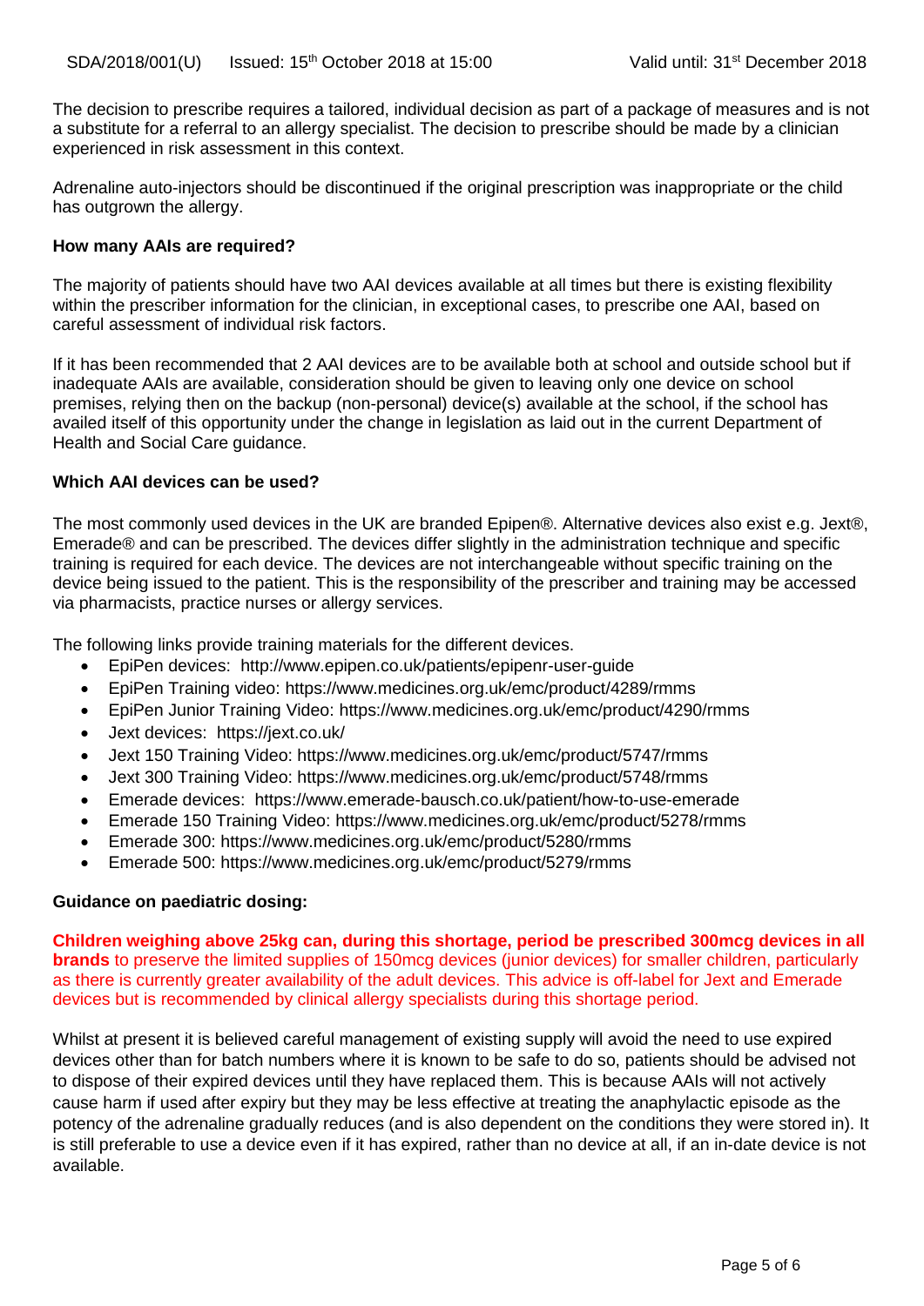The decision to prescribe requires a tailored, individual decision as part of a package of measures and is not a substitute for a referral to an allergy specialist. The decision to prescribe should be made by a clinician experienced in risk assessment in this context.

Adrenaline auto-injectors should be discontinued if the original prescription was inappropriate or the child has outgrown the allergy.

**How many AAIs are required?**

The majority of patients should have two AAI devices available at all times but there is existing flexibility within the prescriber information for the clinician, in exceptional cases, to prescribe one AAI, based on careful assessment of individual risk factors.

If it has been recommended that 2 AAI devices are to be available both at school and outside school but if inadequate AAIs are available, consideration should be given to leaving only one device on school premises, relying then on the backup (non-personal) device(s) available at the school, if the school has availed itself of this opportunity under the change in legislation as laid out in the current Department of Health and Social Care guidance.

**Which AAI devices can be used?**

The most commonly used devices in the UK are branded Epipen®. Alternative devices also exist e.g. Jext®, Emerade® and can be prescribed. The devices differ slightly in the administration technique and specific training is required for each device. The devices are not interchangeable without specific training on the device being issued to the patient. This is the responsibility of the prescriber and training may be accessed via pharmacists, practice nurses or allergy services.

The following links provide training materials for the different devices.

- EpiPen devices: http://www.epipen.co.uk/patients/epipenr-user-guide
- EpiPen Training video: https://www.medicines.org.uk/emc/product/4289/rmms
- EpiPen Junior Training Video: https://www.medicines.org.uk/emc/product/4290/rmms
- Jext devices: https://jext.co.uk/
- Jext 150 Training Video: https://www.medicines.org.uk/emc/product/5747/rmms
- Jext 300 Training Video: https://www.medicines.org.uk/emc/product/5748/rmms
- Emerade devices: https://www.emerade-bausch.co.uk/patient/how-to-use-emerade
- Emerade 150 Training Video: https://www.medicines.org.uk/emc/product/5278/rmms
- Emerade 300: https://www.medicines.org.uk/emc/product/5280/rmms
- Emerade 500: https://www.medicines.org.uk/emc/product/5279/rmms

**Guidance on paediatric dosing:**

**Children weighing above 25kg can, during this shortage, period be prescribed 300mcg devices in all brands** to preserve the limited supplies of 150mcg devices (junior devices) for smaller children, particularly as there is currently greater availability of the adult devices. This advice is off-label for Jext and Emerade devices but is recommended by clinical allergy specialists during this shortage period.

Whilst at present it is believed careful management of existing supply will avoid the need to use expired devices other than for batch numbers where it is known to be safe to do so, patients should be advised not to dispose of their expired devices until they have replaced them. This is because AAIs will not actively cause harm if used after expiry but they may be less effective at treating the anaphylactic episode as the potency of the adrenaline gradually reduces (and is also dependent on the conditions they were stored in). It is still preferable to use a device even if it has expired, rather than no device at all, if an in-date device is not available.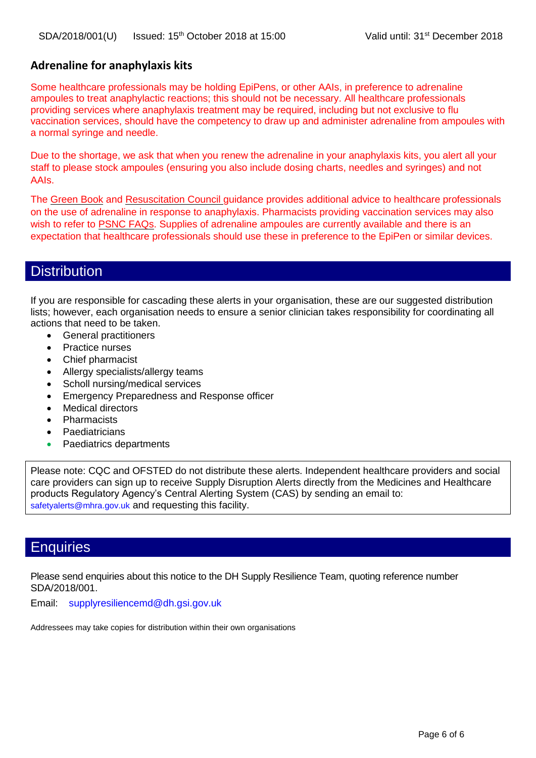## Adrenaline for anaphylaxis kits

Some healthcare professionals may be holding EpiPens, or other AAIs, in preference to adrenaline ampoules to treat anaphylactic reactions; this should not be necessary. All healthcare professionals providing services where anaphylaxis treatment may be required, including but not exclusive to flu vaccination services, should have the competency to draw up and administer adrenaline from ampoules with a normal syringe and needle.

Due to the shortage, we ask that when you renew the adrenaline in your anaphylaxis kits, you alert all your staff to please stock ampoules (ensuring you also include dosing charts, needles and syringes) and not AAIs.

The Green Book and Resuscitation Council guidance provides additional advice to healthcare professionals on the use of adrenaline in response to anaphylaxis. Pharmacists providing vaccination services may also wish to refer to PSNC FAQs. Supplies of adrenaline ampoules are currently available and there is an expectation that healthcare professionals should use these in preference to the EpiPen or similar devices.

# Distribution

If you are responsible for cascading these alerts in your organisation, these are our suggested distribution lists; however, each organisation needs to ensure a senior clinician takes responsibility for coordinating all actions that need to be taken.

- General practitioners
- Practice nurses
- Chief pharmacist
- Allergy specialists/allergy teams
- Scholl nursing/medical services
- Emergency Preparedness and Response officer
- Medical directors
- Pharmacists
- Paediatricians
- Paediatrics departments

Please note: CQC and OFSTED do not distribute these alerts. Independent healthcare providers and social care providers can sign up to receive Supply Disruption Alerts directly from the Medicines and Healthcare products Regulatory Agency's Central Alerting System (CAS) by sending an email to: safetyalerts@mhra.gov.uk and requesting this facility.

# Enquiries

Please send enquiries about this notice to the DH Supply Resilience Team, quoting reference number SDA/2018/001.

Email: supplyresiliencemd@dh.gsi.gov.uk

Addressees may take copies for distribution within their own organisations